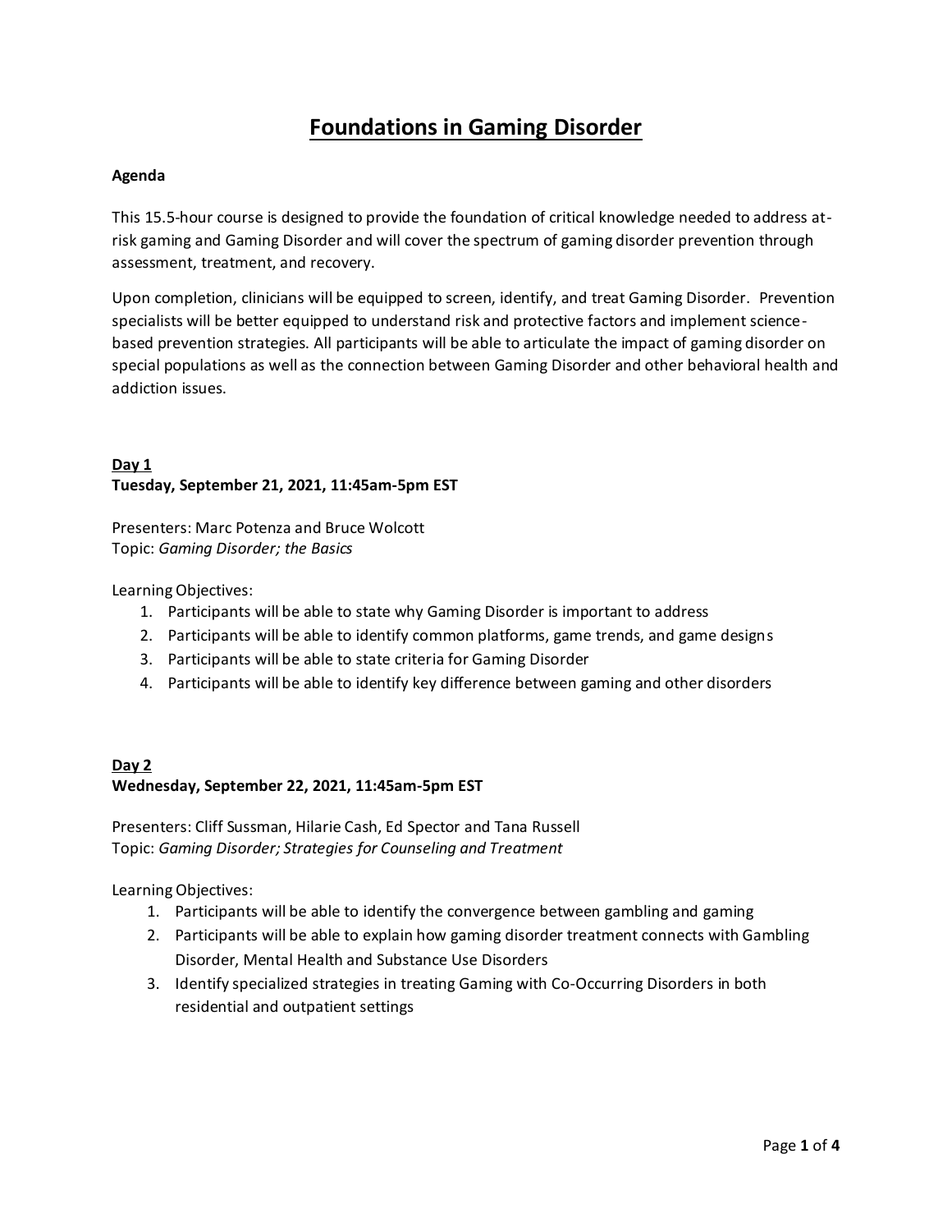# Foundations in Gaming Disorder

**Agenda**

This 15.5-hour course is designed to provide the foundation of critical knowledge needed to address at-risk gaming and Gaming Disorder and will cover the spectrum of gaming disorder prevention through assessment, treatment, and recovery.

Upon completion, clinicians will be equipped to screen, identify, and treat Gaming Disorder. Prevention specialists will be better equipped to understand risk and protective factors and implement science-based prevention strategies. All participants will be able to articulate the impact of gaming disorder on special populations as well as the connection between Gaming Disorder and other behavioral health and addiction issues.

**Day 1**
**Tuesday, September 21, 2021, 11:45am-5pm EST**

Presenters: Marc Potenza and Bruce Wolcott
Topic: *Gaming Disorder; the Basics*

Learning Objectives:

1. Participants will be able to state why Gaming Disorder is important to address
2. Participants will be able to identify common platforms, game trends, and game designs
3. Participants will be able to state criteria for Gaming Disorder
4. Participants will be able to identify key difference between gaming and other disorders

**Day 2**
**Wednesday, September 22, 2021, 11:45am-5pm EST**

Presenters: Cliff Sussman, Hilarie Cash, Ed Spector and Tana Russell
Topic: *Gaming Disorder; Strategies for Counseling and Treatment*

Learning Objectives:

1. Participants will be able to identify the convergence between gambling and gaming
2. Participants will be able to explain how gaming disorder treatment connects with Gambling Disorder, Mental Health and Substance Use Disorders
3. Identify specialized strategies in treating Gaming with Co-Occurring Disorders in both residential and outpatient settings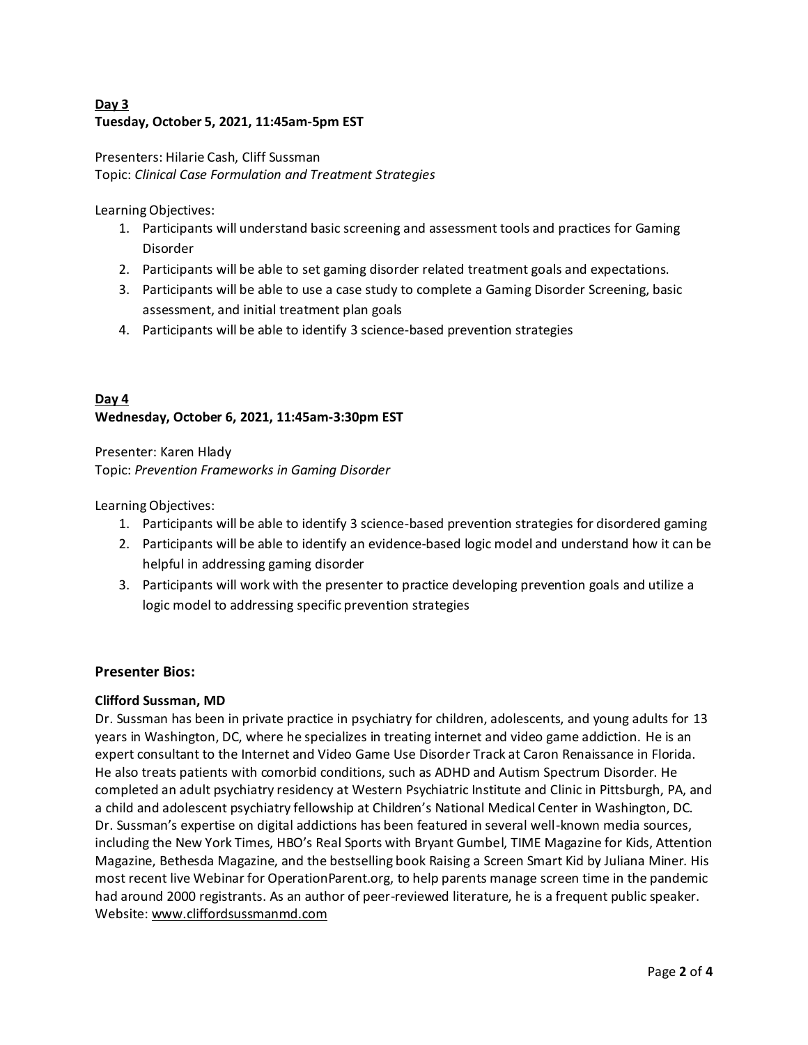**Day 3**
**Tuesday, October 5, 2021, 11:45am-5pm EST**

Presenters: Hilarie Cash, Cliff Sussman
Topic: *Clinical Case Formulation and Treatment Strategies*

Learning Objectives:

1. Participants will understand basic screening and assessment tools and practices for Gaming Disorder
2. Participants will be able to set gaming disorder related treatment goals and expectations.
3. Participants will be able to use a case study to complete a Gaming Disorder Screening, basic assessment, and initial treatment plan goals
4. Participants will be able to identify 3 science-based prevention strategies

**Day 4**
**Wednesday, October 6, 2021, 11:45am-3:30pm EST**

Presenter: Karen Hlady
Topic: *Prevention Frameworks in Gaming Disorder*

Learning Objectives:

1. Participants will be able to identify 3 science-based prevention strategies for disordered gaming
2. Participants will be able to identify an evidence-based logic model and understand how it can be helpful in addressing gaming disorder
3. Participants will work with the presenter to practice developing prevention goals and utilize a logic model to addressing specific prevention strategies

## Presenter Bios:

**Clifford Sussman, MD**
Dr. Sussman has been in private practice in psychiatry for children, adolescents, and young adults for 13 years in Washington, DC, where he specializes in treating internet and video game addiction. He is an expert consultant to the Internet and Video Game Use Disorder Track at Caron Renaissance in Florida. He also treats patients with comorbid conditions, such as ADHD and Autism Spectrum Disorder. He completed an adult psychiatry residency at Western Psychiatric Institute and Clinic in Pittsburgh, PA, and a child and adolescent psychiatry fellowship at Children's National Medical Center in Washington, DC. Dr. Sussman's expertise on digital addictions has been featured in several well-known media sources, including the New York Times, HBO's Real Sports with Bryant Gumbel, TIME Magazine for Kids, Attention Magazine, Bethesda Magazine, and the bestselling book Raising a Screen Smart Kid by Juliana Miner. His most recent live Webinar for OperationParent.org, to help parents manage screen time in the pandemic had around 2000 registrants. As an author of peer-reviewed literature, he is a frequent public speaker. Website: www.cliffordsussmanmd.com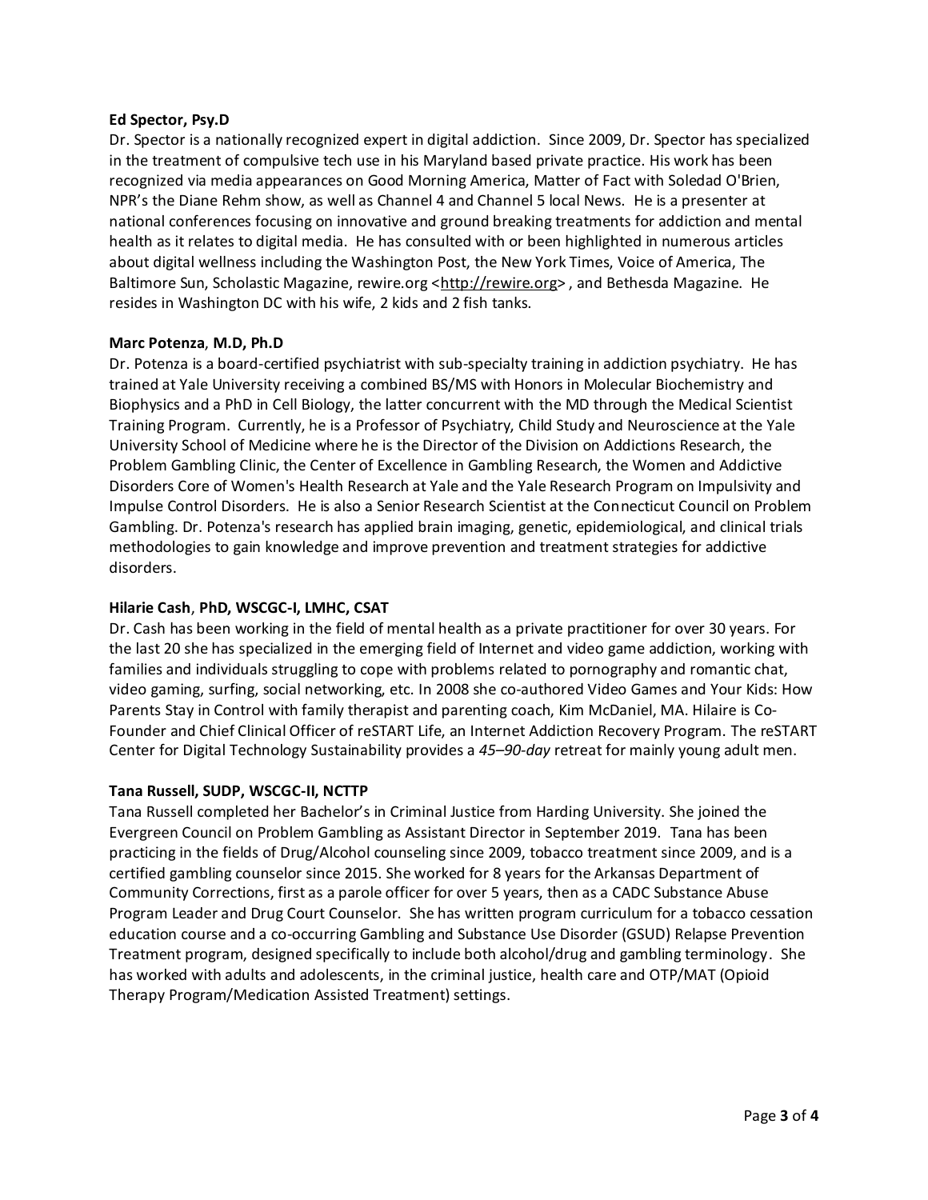**Ed Spector, Psy.D**

Dr. Spector is a nationally recognized expert in digital addiction. Since 2009, Dr. Spector has specialized in the treatment of compulsive tech use in his Maryland based private practice. His work has been recognized via media appearances on Good Morning America, Matter of Fact with Soledad O'Brien, NPR's the Diane Rehm show, as well as Channel 4 and Channel 5 local News. He is a presenter at national conferences focusing on innovative and ground breaking treatments for addiction and mental health as it relates to digital media. He has consulted with or been highlighted in numerous articles about digital wellness including the Washington Post, the New York Times, Voice of America, The Baltimore Sun, Scholastic Magazine, rewire.org <http://rewire.org> , and Bethesda Magazine. He resides in Washington DC with his wife, 2 kids and 2 fish tanks.

**Marc Potenza, M.D, Ph.D**

Dr. Potenza is a board-certified psychiatrist with sub-specialty training in addiction psychiatry. He has trained at Yale University receiving a combined BS/MS with Honors in Molecular Biochemistry and Biophysics and a PhD in Cell Biology, the latter concurrent with the MD through the Medical Scientist Training Program. Currently, he is a Professor of Psychiatry, Child Study and Neuroscience at the Yale University School of Medicine where he is the Director of the Division on Addictions Research, the Problem Gambling Clinic, the Center of Excellence in Gambling Research, the Women and Addictive Disorders Core of Women's Health Research at Yale and the Yale Research Program on Impulsivity and Impulse Control Disorders. He is also a Senior Research Scientist at the Connecticut Council on Problem Gambling. Dr. Potenza's research has applied brain imaging, genetic, epidemiological, and clinical trials methodologies to gain knowledge and improve prevention and treatment strategies for addictive disorders.

**Hilarie Cash, PhD, WSCGC-I, LMHC, CSAT**

Dr. Cash has been working in the field of mental health as a private practitioner for over 30 years. For the last 20 she has specialized in the emerging field of Internet and video game addiction, working with families and individuals struggling to cope with problems related to pornography and romantic chat, video gaming, surfing, social networking, etc. In 2008 she co-authored Video Games and Your Kids: How Parents Stay in Control with family therapist and parenting coach, Kim McDaniel, MA. Hilaire is Co-Founder and Chief Clinical Officer of reSTART Life, an Internet Addiction Recovery Program. The reSTART Center for Digital Technology Sustainability provides a *45–90-day* retreat for mainly young adult men.

**Tana Russell, SUDP, WSCGC-II, NCTTP**

Tana Russell completed her Bachelor's in Criminal Justice from Harding University. She joined the Evergreen Council on Problem Gambling as Assistant Director in September 2019. Tana has been practicing in the fields of Drug/Alcohol counseling since 2009, tobacco treatment since 2009, and is a certified gambling counselor since 2015. She worked for 8 years for the Arkansas Department of Community Corrections, first as a parole officer for over 5 years, then as a CADC Substance Abuse Program Leader and Drug Court Counselor. She has written program curriculum for a tobacco cessation education course and a co-occurring Gambling and Substance Use Disorder (GSUD) Relapse Prevention Treatment program, designed specifically to include both alcohol/drug and gambling terminology. She has worked with adults and adolescents, in the criminal justice, health care and OTP/MAT (Opioid Therapy Program/Medication Assisted Treatment) settings.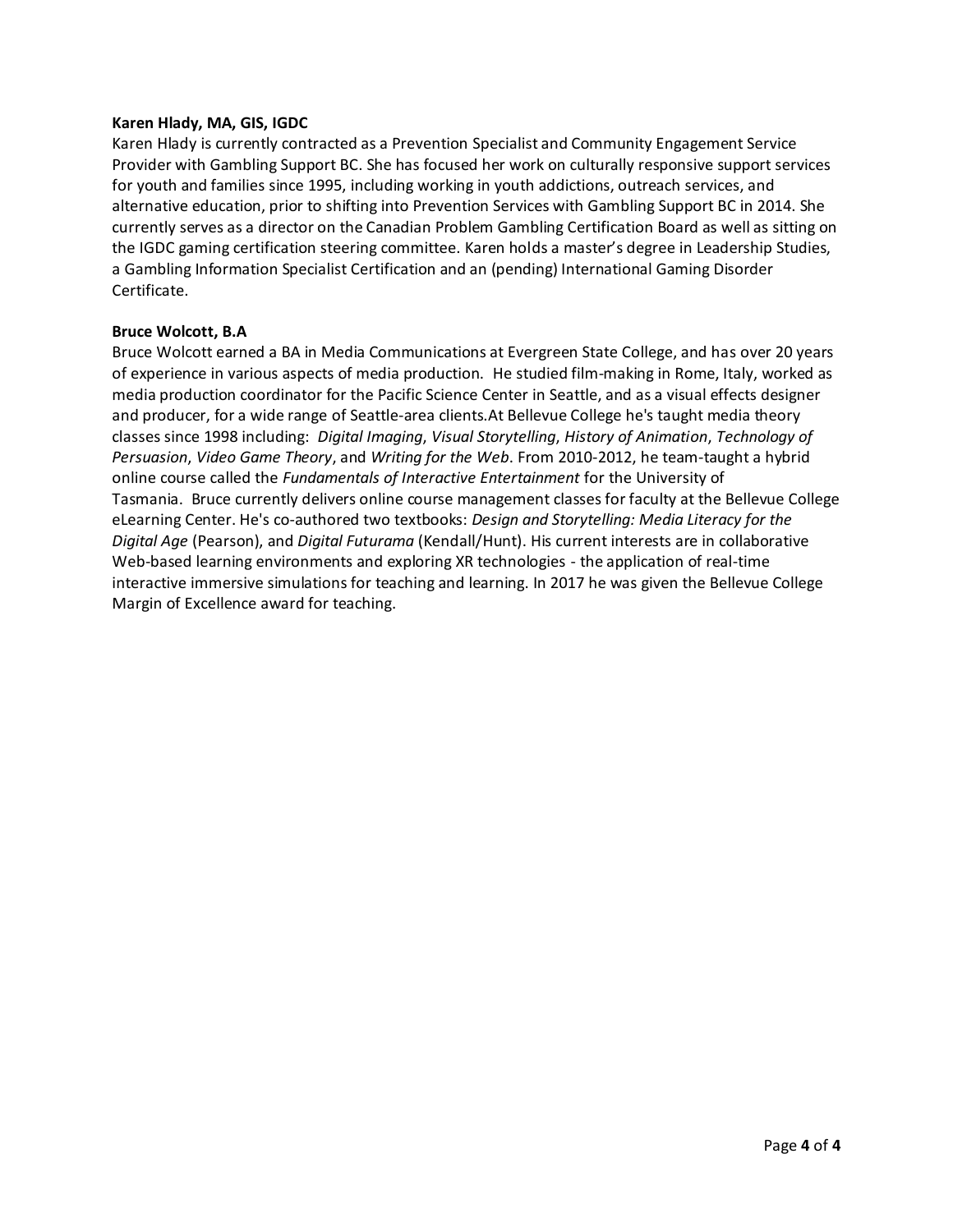**Karen Hlady, MA, GIS, IGDC**

Karen Hlady is currently contracted as a Prevention Specialist and Community Engagement Service Provider with Gambling Support BC. She has focused her work on culturally responsive support services for youth and families since 1995, including working in youth addictions, outreach services, and alternative education, prior to shifting into Prevention Services with Gambling Support BC in 2014. She currently serves as a director on the Canadian Problem Gambling Certification Board as well as sitting on the IGDC gaming certification steering committee. Karen holds a master's degree in Leadership Studies, a Gambling Information Specialist Certification and an (pending) International Gaming Disorder Certificate.

**Bruce Wolcott, B.A**

Bruce Wolcott earned a BA in Media Communications at Evergreen State College, and has over 20 years of experience in various aspects of media production. He studied film-making in Rome, Italy, worked as media production coordinator for the Pacific Science Center in Seattle, and as a visual effects designer and producer, for a wide range of Seattle-area clients.At Bellevue College he's taught media theory classes since 1998 including: *Digital Imaging*, *Visual Storytelling*, *History of Animation*, *Technology of Persuasion*, *Video Game Theory*, and *Writing for the Web*. From 2010-2012, he team-taught a hybrid online course called the *Fundamentals of Interactive Entertainment* for the University of Tasmania. Bruce currently delivers online course management classes for faculty at the Bellevue College eLearning Center. He's co-authored two textbooks: *Design and Storytelling: Media Literacy for the Digital Age* (Pearson), and *Digital Futurama* (Kendall/Hunt). His current interests are in collaborative Web-based learning environments and exploring XR technologies - the application of real-time interactive immersive simulations for teaching and learning. In 2017 he was given the Bellevue College Margin of Excellence award for teaching.